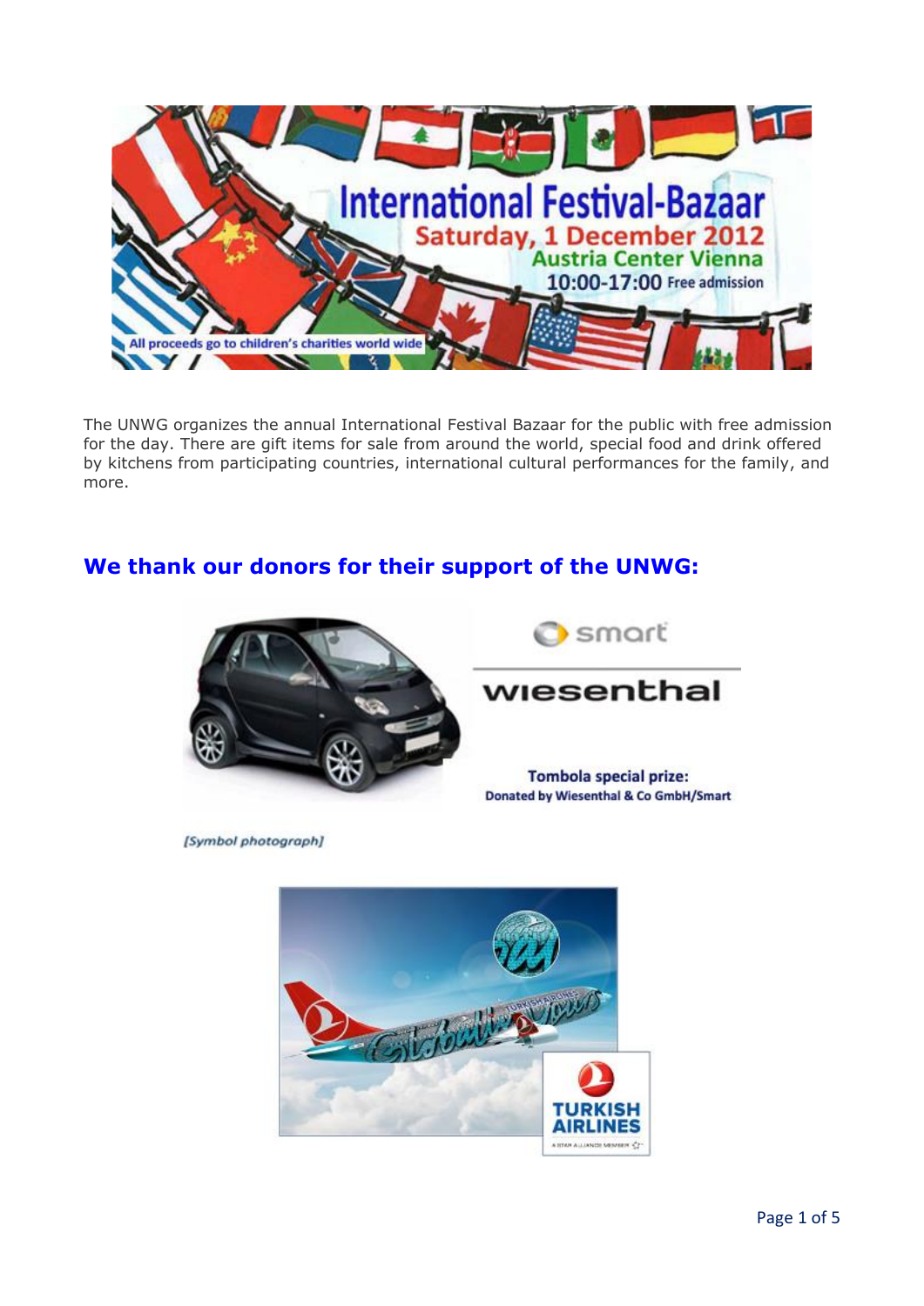International Festival-Bazaar

Saturday, 1 December 2012

Austria Center Vienna

10:00-17:00 Free admission

All proceeds go to children's charities world wide

The UNWG organizes the annual International Festival Bazaar for the public with free admission for the day. There are gift items for sale from around the world, special food and drink offered by kitchens from participating countries, international cultural performances for the family, and more.

## We thank our donors for their support of the UNWG:

smart

wiesenthal

**Tombola special prize:**
**Donated by Wiesenthal & Co GmbH/Smart**

*[Symbol photograph]*

TURKISH AIRLINES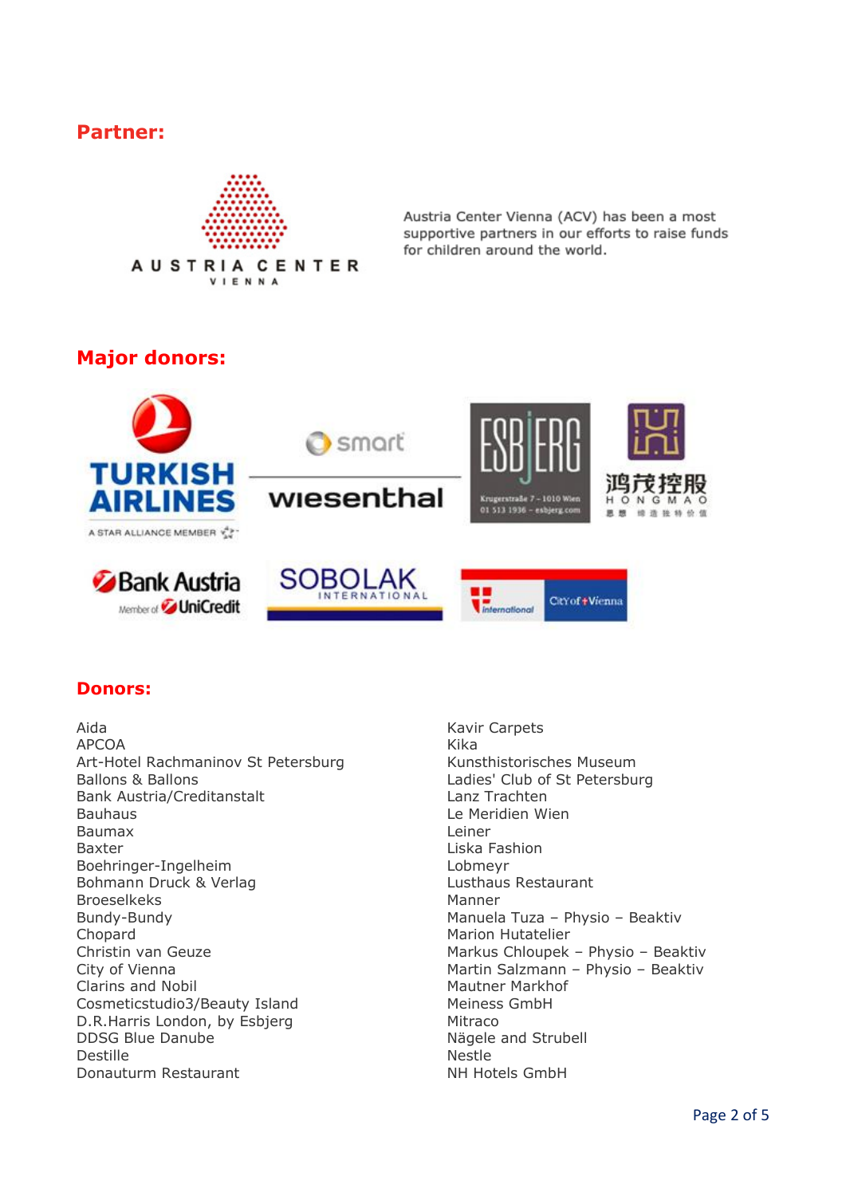## Partner:

Austria Center Vienna (ACV) has been a most supportive partners in our efforts to raise funds for children around the world.

## Major donors:

## Donors:

Aida
APCOA
Art-Hotel Rachmaninov St Petersburg
Ballons & Ballons
Bank Austria/Creditanstalt
Bauhaus
Baumax
Baxter
Boehringer-Ingelheim
Bohmann Druck & Verlag
Broeselkeks
Bundy-Bundy
Chopard
Christin van Geuze
City of Vienna
Clarins and Nobil
Cosmeticstudio3/Beauty Island
D.R.Harris London, by Esbjerg
DDSG Blue Danube
Destille
Donauturm Restaurant
Kavir Carpets
Kika
Kunsthistorisches Museum
Ladies' Club of St Petersburg
Lanz Trachten
Le Meridien Wien
Leiner
Liska Fashion
Lobmeyr
Lusthaus Restaurant
Manner
Manuela Tuza – Physio – Beaktiv
Marion Hutatelier
Markus Chloupek – Physio – Beaktiv
Martin Salzmann – Physio – Beaktiv
Mautner Markhof
Meiness GmbH
Mitraco
Nägele and Strubell
Nestle
NH Hotels GmbH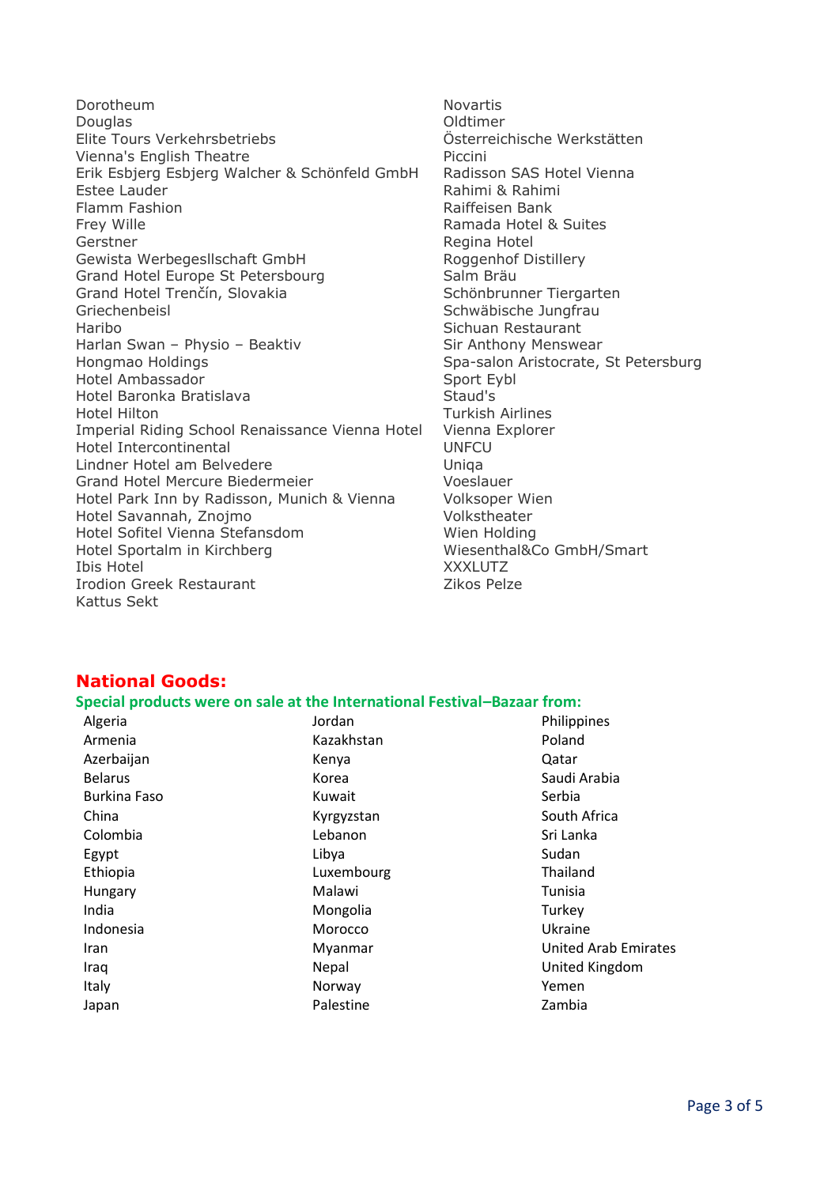Dorotheum
Douglas
Elite Tours Verkehrsbetriebs
Vienna's English Theatre
Erik Esbjerg Esbjerg Walcher & Schönfeld GmbH
Estee Lauder
Flamm Fashion
Frey Wille
Gerstner
Gewista Werbegesllschaft GmbH
Grand Hotel Europe St Petersbourg
Grand Hotel Trenčín, Slovakia
Griechenbeisl
Haribo
Harlan Swan – Physio – Beaktiv
Hongmao Holdings
Hotel Ambassador
Hotel Baronka Bratislava
Hotel Hilton
Imperial Riding School Renaissance Vienna Hotel
Hotel Intercontinental
Lindner Hotel am Belvedere
Grand Hotel Mercure Biedermeier
Hotel Park Inn by Radisson, Munich & Vienna
Hotel Savannah, Znojmo
Hotel Sofitel Vienna Stefansdom
Hotel Sportalm in Kirchberg
Ibis Hotel
Irodion Greek Restaurant
Kattus Sekt
Novartis
Oldtimer
Österreichische Werkstätten
Piccini
Radisson SAS Hotel Vienna
Rahimi & Rahimi
Raiffeisen Bank
Ramada Hotel & Suites
Regina Hotel
Roggenhof Distillery
Salm Bräu
Schönbrunner Tiergarten
Schwäbische Jungfrau
Sichuan Restaurant
Sir Anthony Menswear
Spa-salon Aristocrate, St Petersburg
Sport Eybl
Staud's
Turkish Airlines
Vienna Explorer
UNFCU
Uniqa
Voeslauer
Volksoper Wien
Volkstheater
Wien Holding
Wiesenthal&Co GmbH/Smart
XXXLUTZ
Zikos Pelze

## National Goods:

**Special products were on sale at the International Festival–Bazaar from:**

Algeria
Armenia
Azerbaijan
Belarus
Burkina Faso
China
Colombia
Egypt
Ethiopia
Hungary
India
Indonesia
Iran
Iraq
Italy
Japan
Jordan
Kazakhstan
Kenya
Korea
Kuwait
Kyrgyzstan
Lebanon
Libya
Luxembourg
Malawi
Mongolia
Morocco
Myanmar
Nepal
Norway
Palestine
Philippines
Poland
Qatar
Saudi Arabia
Serbia
South Africa
Sri Lanka
Sudan
Thailand
Tunisia
Turkey
Ukraine
United Arab Emirates
United Kingdom
Yemen
Zambia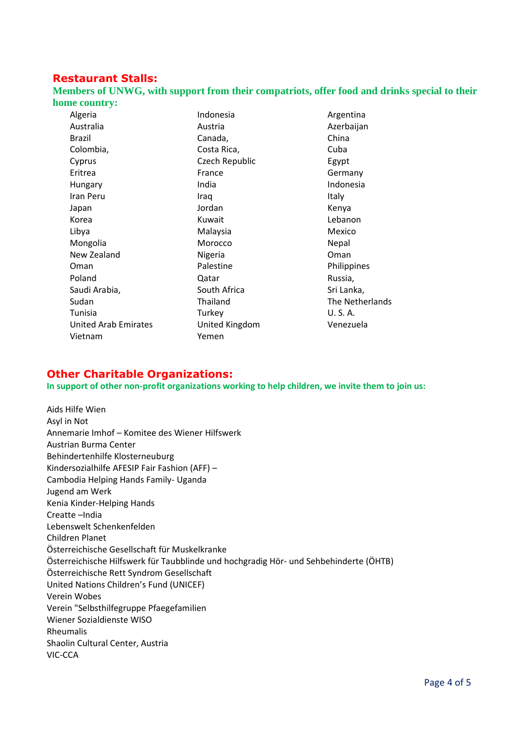## Restaurant Stalls:

**Members of UNWG, with support from their compatriots, offer food and drinks special to their home country:**

Algeria
Australia
Brazil
Colombia,
Cyprus
Eritrea
Hungary
Iran Peru
Japan
Korea
Libya
Mongolia
New Zealand
Oman
Poland
Saudi Arabia,
Sudan
Tunisia
United Arab Emirates
Vietnam
Indonesia
Austria
Canada,
Costa Rica,
Czech Republic
France
India
Iraq
Jordan
Kuwait
Malaysia
Morocco
Nigeria
Palestine
Qatar
South Africa
Thailand
Turkey
United Kingdom
Yemen
Argentina
Azerbaijan
China
Cuba
Egypt
Germany
Indonesia
Italy
Kenya
Lebanon
Mexico
Nepal
Oman
Philippines
Russia,
Sri Lanka,
The Netherlands
U. S. A.
Venezuela

## Other Charitable Organizations:

**In support of other non-profit organizations working to help children, we invite them to join us:**

Aids Hilfe Wien
Asyl in Not
Annemarie Imhof – Komitee des Wiener Hilfswerk
Austrian Burma Center
Behindertenhilfe Klosterneuburg
Kindersozialhilfe AFESIP Fair Fashion (AFF) –
Cambodia Helping Hands Family- Uganda
Jugend am Werk
Kenia Kinder-Helping Hands
Creatte –India
Lebenswelt Schenkenfelden
Children Planet
Österreichische Gesellschaft für Muskelkranke
Österreichische Hilfswerk für Taubblinde und hochgradig Hör- und Sehbehinderte (ÖHTB)
Österreichische Rett Syndrom Gesellschaft
United Nations Children's Fund (UNICEF)
Verein Wobes
Verein "Selbsthilfegruppe Pfaegefamilien
Wiener Sozialdienste WISO
Rheumalis
Shaolin Cultural Center, Austria
VIC-CCA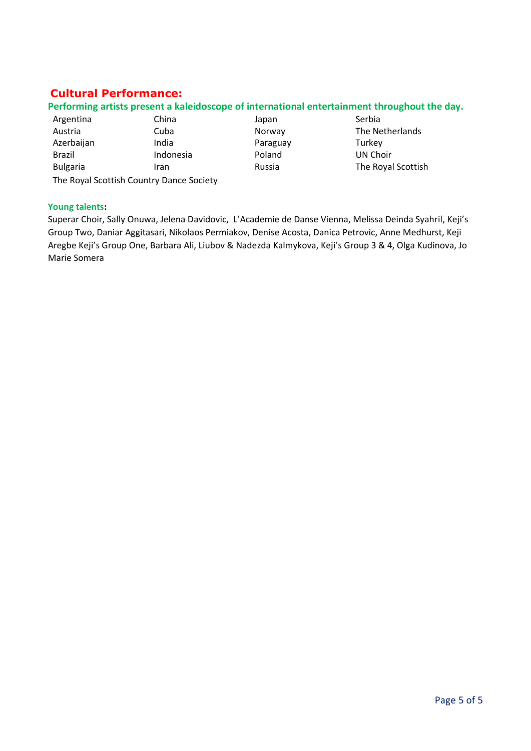## Cultural Performance:

**Performing artists present a kaleidoscope of international entertainment throughout the day.**

| | | | |
|---|---|---|---|
| Argentina | China | Japan | Serbia |
| Austria | Cuba | Norway | The Netherlands |
| Azerbaijan | India | Paraguay | Turkey |
| Brazil | Indonesia | Poland | UN Choir |
| Bulgaria | Iran | Russia | The Royal Scottish |

The Royal Scottish Country Dance Society

**Young talents:**

Superar Choir, Sally Onuwa, Jelena Davidovic, L'Academie de Danse Vienna, Melissa Deinda Syahril, Keji's Group Two, Daniar Aggitasari, Nikolaos Permiakov, Denise Acosta, Danica Petrovic, Anne Medhurst, Keji Aregbe Keji's Group One, Barbara Ali, Liubov & Nadezda Kalmykova, Keji's Group 3 & 4, Olga Kudinova, Jo Marie Somera